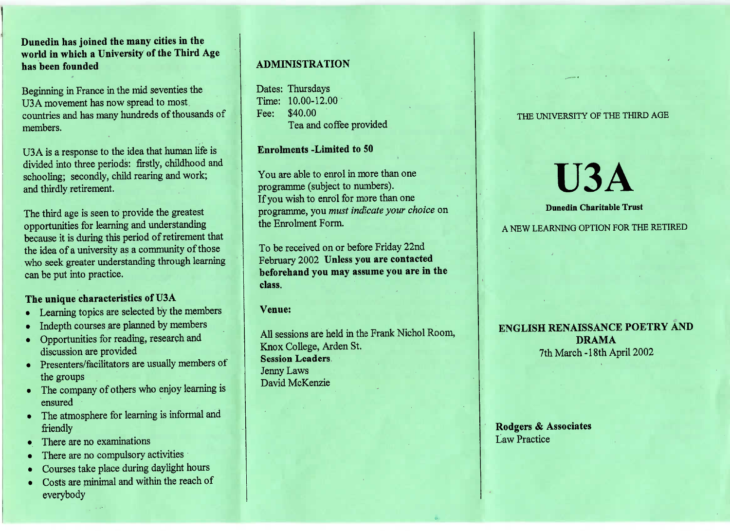**Dunedin has joined the many cities in the world in which a University of the Third Age has been founded**

Beginning in France in the mid seventies the U3A movement has now spread to most countries and has many hundreds of thousands of members.

U3A is a response to the idea that human life is divided into three periods: firstly, childhood and schooling; secondly, child rearing and work; and thirdly retirement.

The third age is seen to provide the greatest opportunities for learning and understanding because it is during this period of retirement that the idea of a university as a community of those who seek greater understanding through learning can be put into practice.

### The unique characteristics of U3A

- Learning topics are selected by the members
- Indepth courses are planned by members
- Opportunities for reading, research and discussion are provided
- Presenters/facilitators are usually members of the groups
- The company of others who enjoy learning is ensured
- The atmosphere for learning is informal and friendly
- There are no examinations
- There are no compulsory activities
- Courses take place during daylight hours
- Costs are minimal and within the reach of everybody

## ADMINISTRATION

Dates: Thursdays
Time: 10.00-12.00
Fee: $40.00
Tea and coffee provided

**Enrolments -Limited to 50**

You are able to enrol in more than one programme (subject to numbers).
If you wish to enrol for more than one programme, you *must indicate your choice* on the Enrolment Form.

To be received on or before Friday 22nd February 2002 **Unless you are contacted beforehand you may assume you are in the class.**

**Venue:**

All sessions are held in the Frank Nichol Room, Knox College, Arden St.
**Session Leaders**
Jenny Laws
David McKenzie

THE UNIVERSITY OF THE THIRD AGE

# U3A

**Dunedin Charitable Trust**

A NEW LEARNING OPTION FOR THE RETIRED

## ENGLISH RENAISSANCE POETRY AND DRAMA

7th March -18th April 2002

**Rodgers & Associates**
Law Practice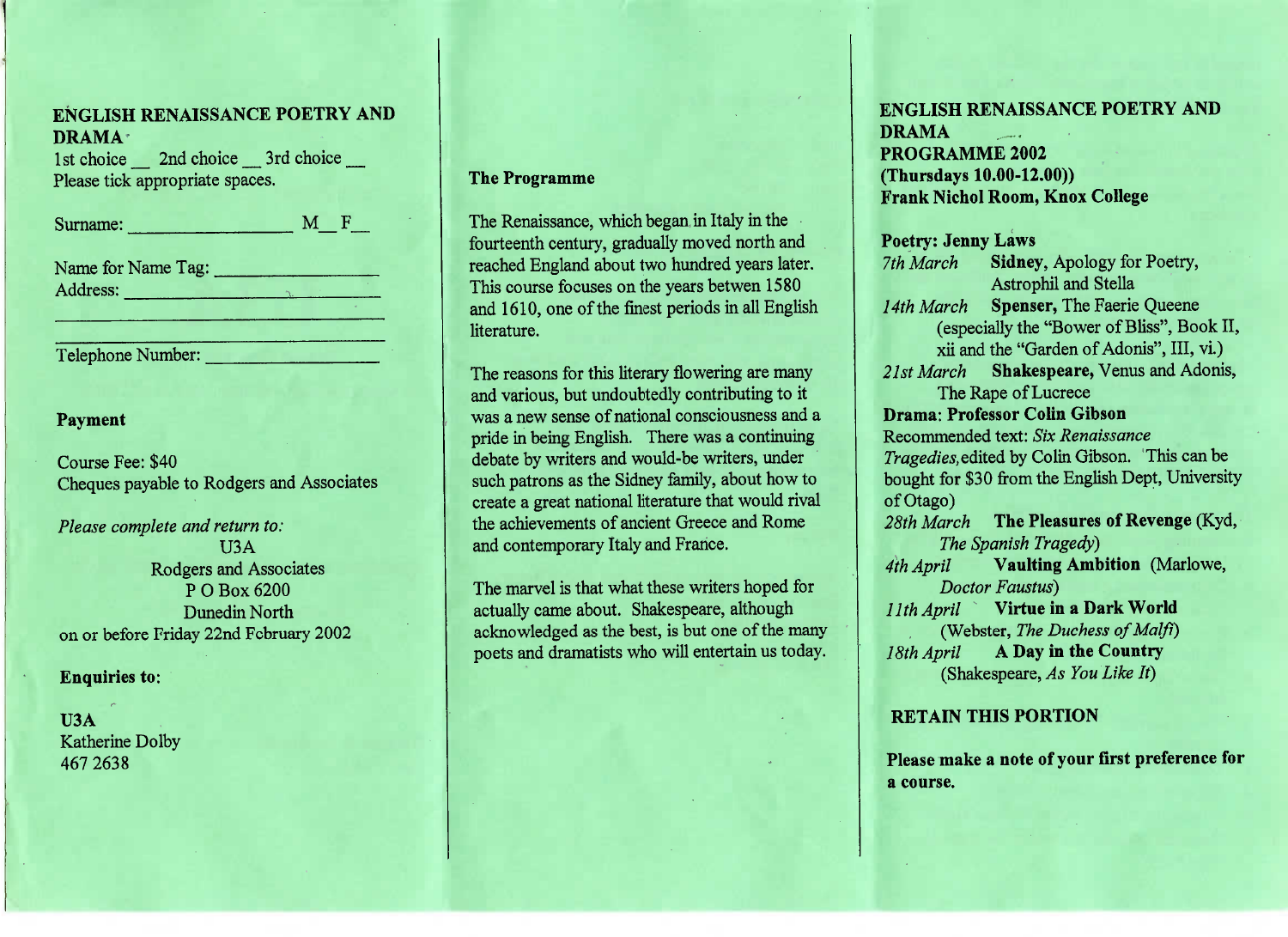## ENGLISH RENAISSANCE POETRY AND DRAMA

1st choice __ 2nd choice __ 3rd choice __
Please tick appropriate spaces.

Surname: ________________ M__ F__

Name for Name Tag: ________________
Address: ________________________________

________________________________

________________________________

Telephone Number: ________________

### Payment

Course Fee: $40
Cheques payable to Rodgers and Associates

*Please complete and return to:*
U3A
Rodgers and Associates
P O Box 6200
Dunedin North
on or before Friday 22nd February 2002

### Enquiries to:

**U3A**
Katherine Dolby
467 2638

### The Programme

The Renaissance, which began in Italy in the fourteenth century, gradually moved north and reached England about two hundred years later. This course focuses on the years betwen 1580 and 1610, one of the finest periods in all English literature.

The reasons for this literary flowering are many and various, but undoubtedly contributing to it was a new sense of national consciousness and a pride in being English. There was a continuing debate by writers and would-be writers, under such patrons as the Sidney family, about how to create a great national literature that would rival the achievements of ancient Greece and Rome and contemporary Italy and France.

The marvel is that what these writers hoped for actually came about. Shakespeare, although acknowledged as the best, is but one of the many poets and dramatists who will entertain us today.

## ENGLISH RENAISSANCE POETRY AND DRAMA
## PROGRAMME 2002
**(Thursdays 10.00-12.00))**
**Frank Nichol Room, Knox College**

**Poetry: Jenny Laws**

*7th March* **Sidney**, Apology for Poetry, Astrophil and Stella

*14th March* **Spenser,** The Faerie Queene (especially the "Bower of Bliss", Book II, xii and the "Garden of Adonis", III, vi.)

*21st March* **Shakespeare,** Venus and Adonis, The Rape of Lucrece

**Drama: Professor Colin Gibson**

Recommended text: *Six Renaissance Tragedies,* edited by Colin Gibson. This can be bought for $30 from the English Dept, University of Otago)

*28th March* **The Pleasures of Revenge** (Kyd, *The Spanish Tragedy*)

*4th April* **Vaulting Ambition** (Marlowe, *Doctor Faustus*)

*11th April* **Virtue in a Dark World** (Webster, *The Duchess of Malfi*)

*18th April* **A Day in the Country** (Shakespeare, *As You Like It*)

**RETAIN THIS PORTION**

**Please make a note of your first preference for a course.**